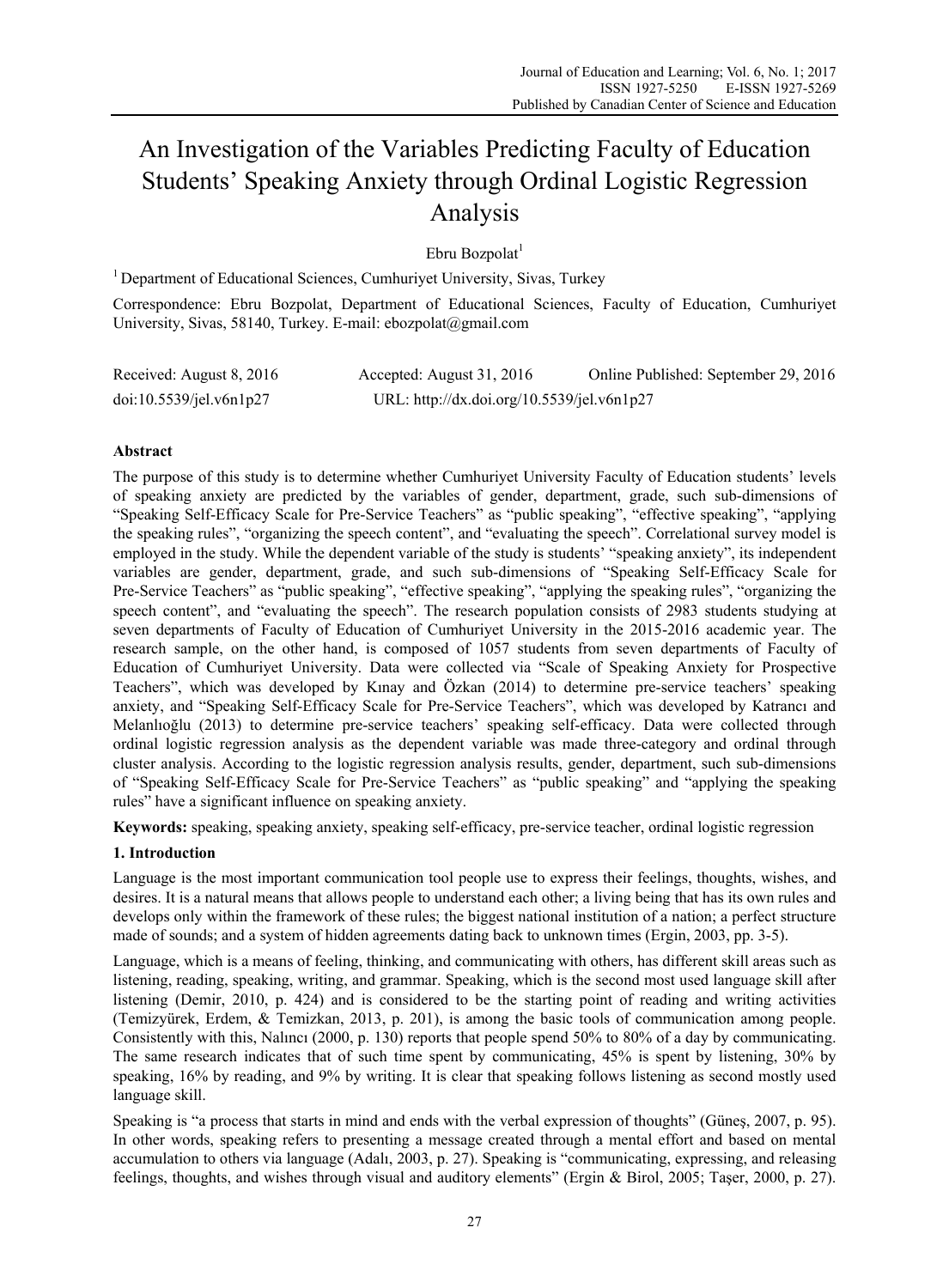# An Investigation of the Variables Predicting Faculty of Education Students' Speaking Anxiety through Ordinal Logistic Regression Analysis

Ebru Bozpolat[1]

[1] Department of Educational Sciences, Cumhuriyet University, Sivas, Turkey

Correspondence: Ebru Bozpolat, Department of Educational Sciences, Faculty of Education, Cumhuriyet University, Sivas, 58140, Turkey. E-mail: ebozpolat@gmail.com

Received: August 8, 2016 Accepted: August 31, 2016 Online Published: September 29, 2016

doi:10.5539/jel.v6n1p27 URL: http://dx.doi.org/10.5539/jel.v6n1p27

## Abstract

The purpose of this study is to determine whether Cumhuriyet University Faculty of Education students' levels of speaking anxiety are predicted by the variables of gender, department, grade, such sub-dimensions of "Speaking Self-Efficacy Scale for Pre-Service Teachers" as "public speaking", "effective speaking", "applying the speaking rules", "organizing the speech content", and "evaluating the speech". Correlational survey model is employed in the study. While the dependent variable of the study is students' "speaking anxiety", its independent variables are gender, department, grade, and such sub-dimensions of "Speaking Self-Efficacy Scale for Pre-Service Teachers" as "public speaking", "effective speaking", "applying the speaking rules", "organizing the speech content", and "evaluating the speech". The research population consists of 2983 students studying at seven departments of Faculty of Education of Cumhuriyet University in the 2015-2016 academic year. The research sample, on the other hand, is composed of 1057 students from seven departments of Faculty of Education of Cumhuriyet University. Data were collected via "Scale of Speaking Anxiety for Prospective Teachers", which was developed by Kınay and Özkan (2014) to determine pre-service teachers' speaking anxiety, and "Speaking Self-Efficacy Scale for Pre-Service Teachers", which was developed by Katrancı and Melanlıoğlu (2013) to determine pre-service teachers' speaking self-efficacy. Data were collected through ordinal logistic regression analysis as the dependent variable was made three-category and ordinal through cluster analysis. According to the logistic regression analysis results, gender, department, such sub-dimensions of "Speaking Self-Efficacy Scale for Pre-Service Teachers" as "public speaking" and "applying the speaking rules" have a significant influence on speaking anxiety.

**Keywords:** speaking, speaking anxiety, speaking self-efficacy, pre-service teacher, ordinal logistic regression

## 1. Introduction

Language is the most important communication tool people use to express their feelings, thoughts, wishes, and desires. It is a natural means that allows people to understand each other; a living being that has its own rules and develops only within the framework of these rules; the biggest national institution of a nation; a perfect structure made of sounds; and a system of hidden agreements dating back to unknown times (Ergin, 2003, pp. 3-5).

Language, which is a means of feeling, thinking, and communicating with others, has different skill areas such as listening, reading, speaking, writing, and grammar. Speaking, which is the second most used language skill after listening (Demir, 2010, p. 424) and is considered to be the starting point of reading and writing activities (Temizyürek, Erdem, & Temizkan, 2013, p. 201), is among the basic tools of communication among people. Consistently with this, Nalıncı (2000, p. 130) reports that people spend 50% to 80% of a day by communicating. The same research indicates that of such time spent by communicating, 45% is spent by listening, 30% by speaking, 16% by reading, and 9% by writing. It is clear that speaking follows listening as second mostly used language skill.

Speaking is "a process that starts in mind and ends with the verbal expression of thoughts" (Güneş, 2007, p. 95). In other words, speaking refers to presenting a message created through a mental effort and based on mental accumulation to others via language (Adalı, 2003, p. 27). Speaking is "communicating, expressing, and releasing feelings, thoughts, and wishes through visual and auditory elements" (Ergin & Birol, 2005; Taşer, 2000, p. 27).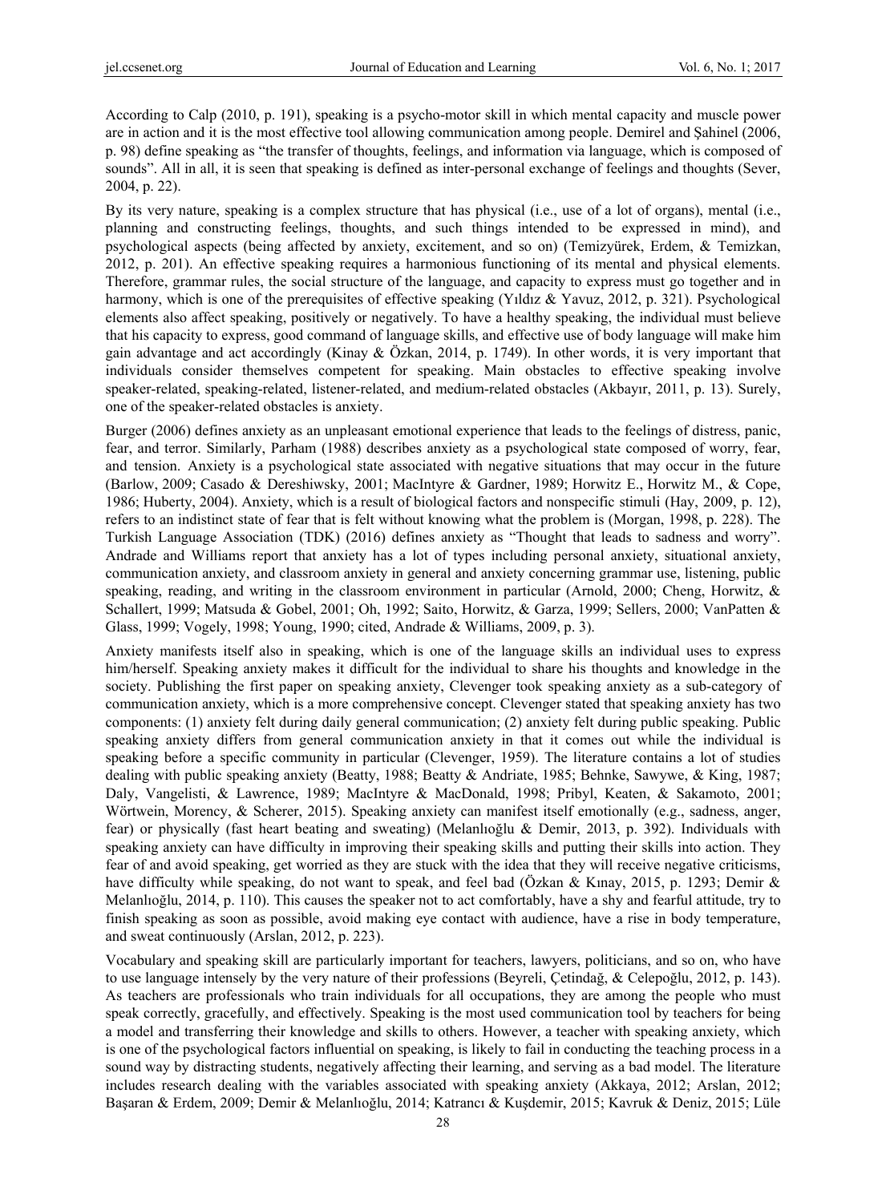According to Calp (2010, p. 191), speaking is a psycho-motor skill in which mental capacity and muscle power are in action and it is the most effective tool allowing communication among people. Demirel and Şahinel (2006, p. 98) define speaking as "the transfer of thoughts, feelings, and information via language, which is composed of sounds". All in all, it is seen that speaking is defined as inter-personal exchange of feelings and thoughts (Sever, 2004, p. 22).

By its very nature, speaking is a complex structure that has physical (i.e., use of a lot of organs), mental (i.e., planning and constructing feelings, thoughts, and such things intended to be expressed in mind), and psychological aspects (being affected by anxiety, excitement, and so on) (Temizyürek, Erdem, & Temizkan, 2012, p. 201). An effective speaking requires a harmonious functioning of its mental and physical elements. Therefore, grammar rules, the social structure of the language, and capacity to express must go together and in harmony, which is one of the prerequisites of effective speaking (Yıldız & Yavuz, 2012, p. 321). Psychological elements also affect speaking, positively or negatively. To have a healthy speaking, the individual must believe that his capacity to express, good command of language skills, and effective use of body language will make him gain advantage and act accordingly (Kinay & Özkan, 2014, p. 1749). In other words, it is very important that individuals consider themselves competent for speaking. Main obstacles to effective speaking involve speaker-related, speaking-related, listener-related, and medium-related obstacles (Akbayır, 2011, p. 13). Surely, one of the speaker-related obstacles is anxiety.

Burger (2006) defines anxiety as an unpleasant emotional experience that leads to the feelings of distress, panic, fear, and terror. Similarly, Parham (1988) describes anxiety as a psychological state composed of worry, fear, and tension. Anxiety is a psychological state associated with negative situations that may occur in the future (Barlow, 2009; Casado & Dereshiwsky, 2001; MacIntyre & Gardner, 1989; Horwitz E., Horwitz M., & Cope, 1986; Huberty, 2004). Anxiety, which is a result of biological factors and nonspecific stimuli (Hay, 2009, p. 12), refers to an indistinct state of fear that is felt without knowing what the problem is (Morgan, 1998, p. 228). The Turkish Language Association (TDK) (2016) defines anxiety as "Thought that leads to sadness and worry". Andrade and Williams report that anxiety has a lot of types including personal anxiety, situational anxiety, communication anxiety, and classroom anxiety in general and anxiety concerning grammar use, listening, public speaking, reading, and writing in the classroom environment in particular (Arnold, 2000; Cheng, Horwitz, & Schallert, 1999; Matsuda & Gobel, 2001; Oh, 1992; Saito, Horwitz, & Garza, 1999; Sellers, 2000; VanPatten & Glass, 1999; Vogely, 1998; Young, 1990; cited, Andrade & Williams, 2009, p. 3).

Anxiety manifests itself also in speaking, which is one of the language skills an individual uses to express him/herself. Speaking anxiety makes it difficult for the individual to share his thoughts and knowledge in the society. Publishing the first paper on speaking anxiety, Clevenger took speaking anxiety as a sub-category of communication anxiety, which is a more comprehensive concept. Clevenger stated that speaking anxiety has two components: (1) anxiety felt during daily general communication; (2) anxiety felt during public speaking. Public speaking anxiety differs from general communication anxiety in that it comes out while the individual is speaking before a specific community in particular (Clevenger, 1959). The literature contains a lot of studies dealing with public speaking anxiety (Beatty, 1988; Beatty & Andriate, 1985; Behnke, Sawywe, & King, 1987; Daly, Vangelisti, & Lawrence, 1989; MacIntyre & MacDonald, 1998; Pribyl, Keaten, & Sakamoto, 2001; Wörtwein, Morency, & Scherer, 2015). Speaking anxiety can manifest itself emotionally (e.g., sadness, anger, fear) or physically (fast heart beating and sweating) (Melanlıoğlu & Demir, 2013, p. 392). Individuals with speaking anxiety can have difficulty in improving their speaking skills and putting their skills into action. They fear of and avoid speaking, get worried as they are stuck with the idea that they will receive negative criticisms, have difficulty while speaking, do not want to speak, and feel bad (Özkan & Kınay, 2015, p. 1293; Demir & Melanlıoğlu, 2014, p. 110). This causes the speaker not to act comfortably, have a shy and fearful attitude, try to finish speaking as soon as possible, avoid making eye contact with audience, have a rise in body temperature, and sweat continuously (Arslan, 2012, p. 223).

Vocabulary and speaking skill are particularly important for teachers, lawyers, politicians, and so on, who have to use language intensely by the very nature of their professions (Beyreli, Çetindağ, & Celepoğlu, 2012, p. 143). As teachers are professionals who train individuals for all occupations, they are among the people who must speak correctly, gracefully, and effectively. Speaking is the most used communication tool by teachers for being a model and transferring their knowledge and skills to others. However, a teacher with speaking anxiety, which is one of the psychological factors influential on speaking, is likely to fail in conducting the teaching process in a sound way by distracting students, negatively affecting their learning, and serving as a bad model. The literature includes research dealing with the variables associated with speaking anxiety (Akkaya, 2012; Arslan, 2012; Başaran & Erdem, 2009; Demir & Melanlıoğlu, 2014; Katrancı & Kuşdemir, 2015; Kavruk & Deniz, 2015; Lüle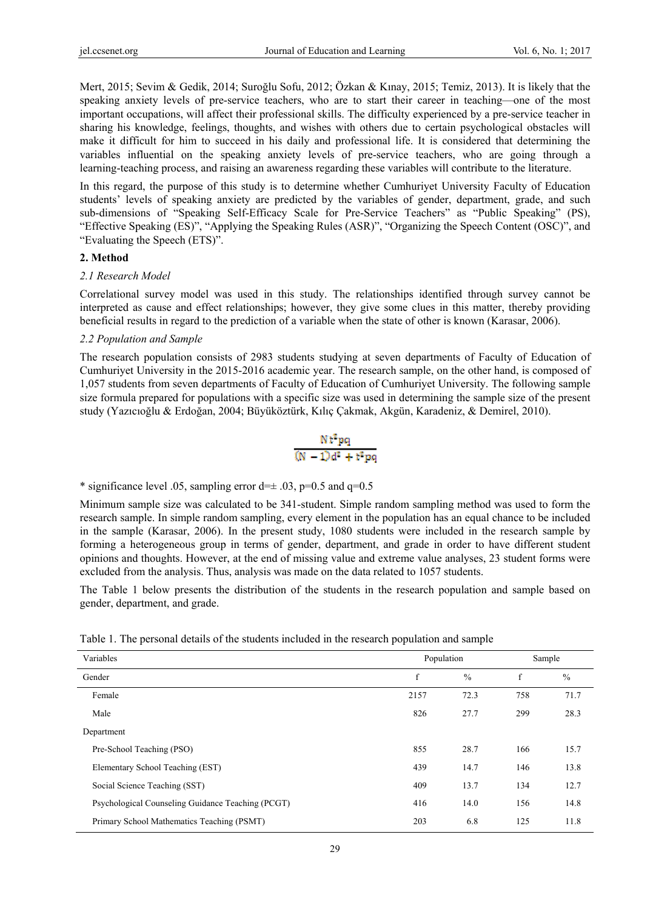Mert, 2015; Sevim & Gedik, 2014; Suroğlu Sofu, 2012; Özkan & Kınay, 2015; Temiz, 2013). It is likely that the speaking anxiety levels of pre-service teachers, who are to start their career in teaching—one of the most important occupations, will affect their professional skills. The difficulty experienced by a pre-service teacher in sharing his knowledge, feelings, thoughts, and wishes with others due to certain psychological obstacles will make it difficult for him to succeed in his daily and professional life. It is considered that determining the variables influential on the speaking anxiety levels of pre-service teachers, who are going through a learning-teaching process, and raising an awareness regarding these variables will contribute to the literature.

In this regard, the purpose of this study is to determine whether Cumhuriyet University Faculty of Education students' levels of speaking anxiety are predicted by the variables of gender, department, grade, and such sub-dimensions of "Speaking Self-Efficacy Scale for Pre-Service Teachers" as "Public Speaking" (PS), "Effective Speaking (ES)", "Applying the Speaking Rules (ASR)", "Organizing the Speech Content (OSC)", and "Evaluating the Speech (ETS)".

## 2. Method

### *2.1 Research Model*

Correlational survey model was used in this study. The relationships identified through survey cannot be interpreted as cause and effect relationships; however, they give some clues in this matter, thereby providing beneficial results in regard to the prediction of a variable when the state of other is known (Karasar, 2006).

### *2.2 Population and Sample*

The research population consists of 2983 students studying at seven departments of Faculty of Education of Cumhuriyet University in the 2015-2016 academic year. The research sample, on the other hand, is composed of 1,057 students from seven departments of Faculty of Education of Cumhuriyet University. The following sample size formula prepared for populations with a specific size was used in determining the sample size of the present study (Yazıcıoğlu & Erdoğan, 2004; Büyüköztürk, Kılıç Çakmak, Akgün, Karadeniz, & Demirel, 2010).

$$\frac{N t^2 pq}{(N-1)d^2 + t^2 pq}$$

* significance level .05, sampling error d=± .03, p=0.5 and q=0.5

Minimum sample size was calculated to be 341-student. Simple random sampling method was used to form the research sample. In simple random sampling, every element in the population has an equal chance to be included in the sample (Karasar, 2006). In the present study, 1080 students were included in the research sample by forming a heterogeneous group in terms of gender, department, and grade in order to have different student opinions and thoughts. However, at the end of missing value and extreme value analyses, 23 student forms were excluded from the analysis. Thus, analysis was made on the data related to 1057 students.

The Table 1 below presents the distribution of the students in the research population and sample based on gender, department, and grade.

Table 1. The personal details of the students included in the research population and sample

| Variables | Population | | Sample | |
|---|---|---|---|---|
| Gender | f | % | f | % |
| Female | 2157 | 72.3 | 758 | 71.7 |
| Male | 826 | 27.7 | 299 | 28.3 |
| Department | | | | |
| Pre-School Teaching (PSO) | 855 | 28.7 | 166 | 15.7 |
| Elementary School Teaching (EST) | 439 | 14.7 | 146 | 13.8 |
| Social Science Teaching (SST) | 409 | 13.7 | 134 | 12.7 |
| Psychological Counseling Guidance Teaching (PCGT) | 416 | 14.0 | 156 | 14.8 |
| Primary School Mathematics Teaching (PSMT) | 203 | 6.8 | 125 | 11.8 |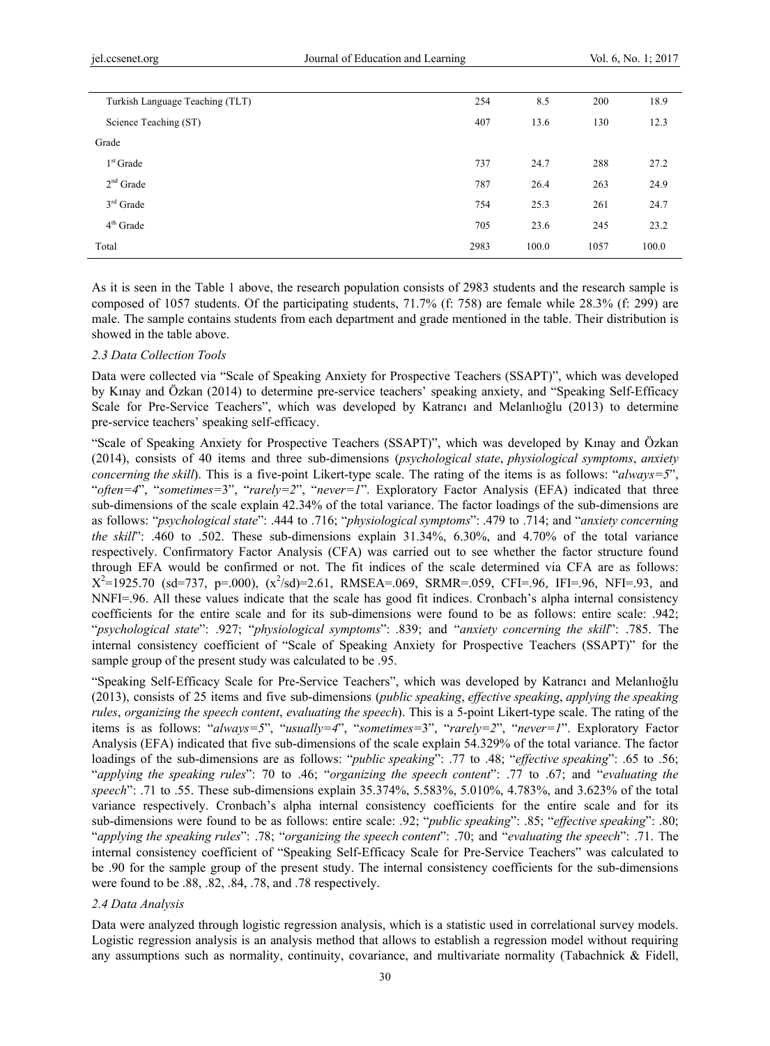| | | | | |
|---|---|---|---|---|
| Turkish Language Teaching (TLT) | 254 | 8.5 | 200 | 18.9 |
| Science Teaching (ST) | 407 | 13.6 | 130 | 12.3 |
| Grade | | | | |
| 1st Grade | 737 | 24.7 | 288 | 27.2 |
| 2nd Grade | 787 | 26.4 | 263 | 24.9 |
| 3rd Grade | 754 | 25.3 | 261 | 24.7 |
| 4th Grade | 705 | 23.6 | 245 | 23.2 |
| Total | 2983 | 100.0 | 1057 | 100.0 |

As it is seen in the Table 1 above, the research population consists of 2983 students and the research sample is composed of 1057 students. Of the participating students, 71.7% (f: 758) are female while 28.3% (f: 299) are male. The sample contains students from each department and grade mentioned in the table. Their distribution is showed in the table above.

### *2.3 Data Collection Tools*

Data were collected via "Scale of Speaking Anxiety for Prospective Teachers (SSAPT)", which was developed by Kınay and Özkan (2014) to determine pre-service teachers' speaking anxiety, and "Speaking Self-Efficacy Scale for Pre-Service Teachers", which was developed by Katrancı and Melanlıoğlu (2013) to determine pre-service teachers' speaking self-efficacy.

"Scale of Speaking Anxiety for Prospective Teachers (SSAPT)", which was developed by Kınay and Özkan (2014), consists of 40 items and three sub-dimensions (*psychological state*, *physiological symptoms*, *anxiety concerning the skill*). This is a five-point Likert-type scale. The rating of the items is as follows: "*always=5*", "*often=4*", "*sometimes=*3", "*rarely=2*", "*never=1*". Exploratory Factor Analysis (EFA) indicated that three sub-dimensions of the scale explain 42.34% of the total variance. The factor loadings of the sub-dimensions are as follows: "*psychological state*": .444 to .716; "*physiological symptoms*": .479 to .714; and "*anxiety concerning the skill*": .460 to .502. These sub-dimensions explain 31.34%, 6.30%, and 4.70% of the total variance respectively. Confirmatory Factor Analysis (CFA) was carried out to see whether the factor structure found through EFA would be confirmed or not. The fit indices of the scale determined via CFA are as follows: $X^2$=1925.70 (sd=737, p=.000), ($x^2$/sd)=2.61, RMSEA=.069, SRMR=.059, CFI=.96, IFI=.96, NFI=.93, and NNFI=.96. All these values indicate that the scale has good fit indices. Cronbach's alpha internal consistency coefficients for the entire scale and for its sub-dimensions were found to be as follows: entire scale: .942; "*psychological state*": .927; "*physiological symptoms*": .839; and "*anxiety concerning the skill*": .785. The internal consistency coefficient of "Scale of Speaking Anxiety for Prospective Teachers (SSAPT)" for the sample group of the present study was calculated to be .95.

"Speaking Self-Efficacy Scale for Pre-Service Teachers", which was developed by Katrancı and Melanlıoğlu (2013), consists of 25 items and five sub-dimensions (*public speaking*, *effective speaking*, *applying the speaking rules*, *organizing the speech content*, *evaluating the speech*). This is a 5-point Likert-type scale. The rating of the items is as follows: "*always=5*", "*usually=4*", "*sometimes=*3", "*rarely=2*", "*never=1*". Exploratory Factor Analysis (EFA) indicated that five sub-dimensions of the scale explain 54.329% of the total variance. The factor loadings of the sub-dimensions are as follows: "*public speaking*": .77 to .48; "*effective speaking*": .65 to .56; "*applying the speaking rules*": 70 to .46; "*organizing the speech content*": .77 to .67; and "*evaluating the speech*": .71 to .55. These sub-dimensions explain 35.374%, 5.583%, 5.010%, 4.783%, and 3.623% of the total variance respectively. Cronbach's alpha internal consistency coefficients for the entire scale and for its sub-dimensions were found to be as follows: entire scale: .92; "*public speaking*": .85; "*effective speaking*": .80; "*applying the speaking rules*": .78; "*organizing the speech content*": .70; and "*evaluating the speech*": .71. The internal consistency coefficient of "Speaking Self-Efficacy Scale for Pre-Service Teachers" was calculated to be .90 for the sample group of the present study. The internal consistency coefficients for the sub-dimensions were found to be .88, .82, .84, .78, and .78 respectively.

### *2.4 Data Analysis*

Data were analyzed through logistic regression analysis, which is a statistic used in correlational survey models. Logistic regression analysis is an analysis method that allows to establish a regression model without requiring any assumptions such as normality, continuity, covariance, and multivariate normality (Tabachnick & Fidell,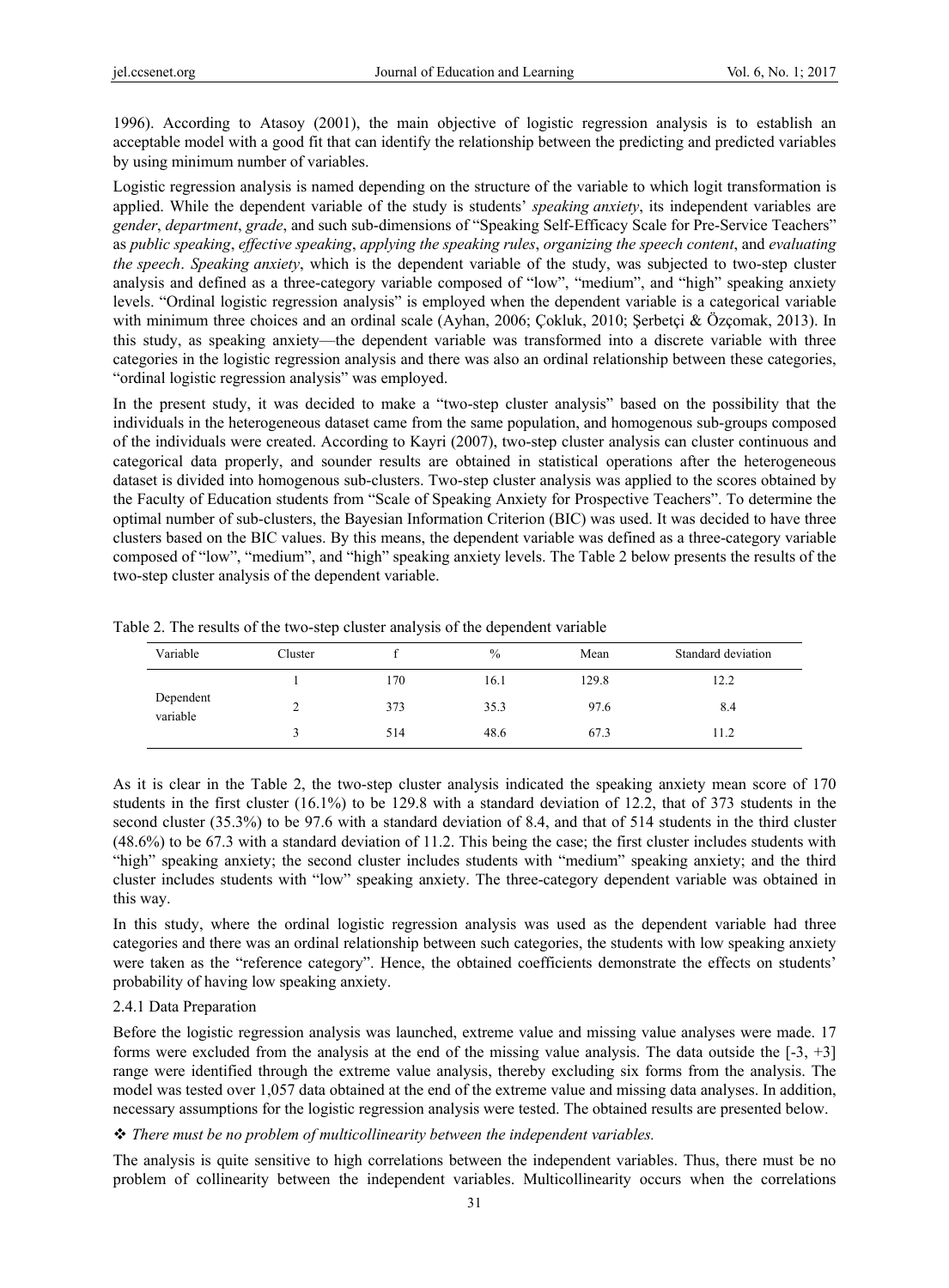1996). According to Atasoy (2001), the main objective of logistic regression analysis is to establish an acceptable model with a good fit that can identify the relationship between the predicting and predicted variables by using minimum number of variables.

Logistic regression analysis is named depending on the structure of the variable to which logit transformation is applied. While the dependent variable of the study is students' *speaking anxiety*, its independent variables are *gender*, *department*, *grade*, and such sub-dimensions of "Speaking Self-Efficacy Scale for Pre-Service Teachers" as *public speaking*, *effective speaking*, *applying the speaking rules*, *organizing the speech content*, and *evaluating the speech*. *Speaking anxiety*, which is the dependent variable of the study, was subjected to two-step cluster analysis and defined as a three-category variable composed of "low", "medium", and "high" speaking anxiety levels. "Ordinal logistic regression analysis" is employed when the dependent variable is a categorical variable with minimum three choices and an ordinal scale (Ayhan, 2006; Çokluk, 2010; Şerbetçi & Özçomak, 2013). In this study, as speaking anxiety—the dependent variable was transformed into a discrete variable with three categories in the logistic regression analysis and there was also an ordinal relationship between these categories, "ordinal logistic regression analysis" was employed.

In the present study, it was decided to make a "two-step cluster analysis" based on the possibility that the individuals in the heterogeneous dataset came from the same population, and homogenous sub-groups composed of the individuals were created. According to Kayri (2007), two-step cluster analysis can cluster continuous and categorical data properly, and sounder results are obtained in statistical operations after the heterogeneous dataset is divided into homogenous sub-clusters. Two-step cluster analysis was applied to the scores obtained by the Faculty of Education students from "Scale of Speaking Anxiety for Prospective Teachers". To determine the optimal number of sub-clusters, the Bayesian Information Criterion (BIC) was used. It was decided to have three clusters based on the BIC values. By this means, the dependent variable was defined as a three-category variable composed of "low", "medium", and "high" speaking anxiety levels. The Table 2 below presents the results of the two-step cluster analysis of the dependent variable.

Table 2. The results of the two-step cluster analysis of the dependent variable

| Variable | Cluster | f | % | Mean | Standard deviation |
|---|---|---|---|---|---|
| Dependent variable | 1 | 170 | 16.1 | 129.8 | 12.2 |
| | 2 | 373 | 35.3 | 97.6 | 8.4 |
| | 3 | 514 | 48.6 | 67.3 | 11.2 |

As it is clear in the Table 2, the two-step cluster analysis indicated the speaking anxiety mean score of 170 students in the first cluster (16.1%) to be 129.8 with a standard deviation of 12.2, that of 373 students in the second cluster (35.3%) to be 97.6 with a standard deviation of 8.4, and that of 514 students in the third cluster (48.6%) to be 67.3 with a standard deviation of 11.2. This being the case; the first cluster includes students with "high" speaking anxiety; the second cluster includes students with "medium" speaking anxiety; and the third cluster includes students with "low" speaking anxiety. The three-category dependent variable was obtained in this way.

In this study, where the ordinal logistic regression analysis was used as the dependent variable had three categories and there was an ordinal relationship between such categories, the students with low speaking anxiety were taken as the "reference category". Hence, the obtained coefficients demonstrate the effects on students' probability of having low speaking anxiety.

#### 2.4.1 Data Preparation

Before the logistic regression analysis was launched, extreme value and missing value analyses were made. 17 forms were excluded from the analysis at the end of the missing value analysis. The data outside the [-3, +3] range were identified through the extreme value analysis, thereby excluding six forms from the analysis. The model was tested over 1,057 data obtained at the end of the extreme value and missing data analyses. In addition, necessary assumptions for the logistic regression analysis were tested. The obtained results are presented below.

❖ *There must be no problem of multicollinearity between the independent variables.*

The analysis is quite sensitive to high correlations between the independent variables. Thus, there must be no problem of collinearity between the independent variables. Multicollinearity occurs when the correlations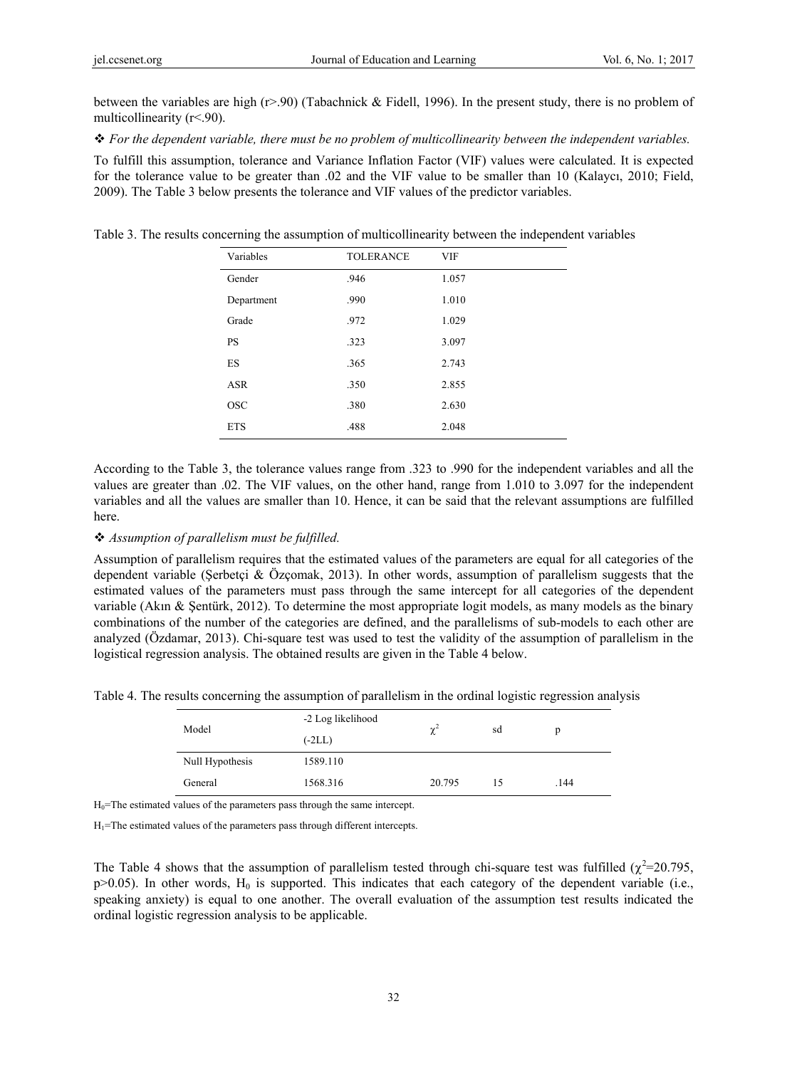between the variables are high (r>.90) (Tabachnick & Fidell, 1996). In the present study, there is no problem of multicollinearity (r<.90).

❖ *For the dependent variable, there must be no problem of multicollinearity between the independent variables.*

To fulfill this assumption, tolerance and Variance Inflation Factor (VIF) values were calculated. It is expected for the tolerance value to be greater than .02 and the VIF value to be smaller than 10 (Kalaycı, 2010; Field, 2009). The Table 3 below presents the tolerance and VIF values of the predictor variables.

Table 3. The results concerning the assumption of multicollinearity between the independent variables

| Variables | TOLERANCE | VIF |
|---|---|---|
| Gender | .946 | 1.057 |
| Department | .990 | 1.010 |
| Grade | .972 | 1.029 |
| PS | .323 | 3.097 |
| ES | .365 | 2.743 |
| ASR | .350 | 2.855 |
| OSC | .380 | 2.630 |
| ETS | .488 | 2.048 |

According to the Table 3, the tolerance values range from .323 to .990 for the independent variables and all the values are greater than .02. The VIF values, on the other hand, range from 1.010 to 3.097 for the independent variables and all the values are smaller than 10. Hence, it can be said that the relevant assumptions are fulfilled here.

❖ *Assumption of parallelism must be fulfilled.*

Assumption of parallelism requires that the estimated values of the parameters are equal for all categories of the dependent variable (Şerbetçi & Özçomak, 2013). In other words, assumption of parallelism suggests that the estimated values of the parameters must pass through the same intercept for all categories of the dependent variable (Akın & Şentürk, 2012). To determine the most appropriate logit models, as many models as the binary combinations of the number of the categories are defined, and the parallelisms of sub-models to each other are analyzed (Özdamar, 2013). Chi-square test was used to test the validity of the assumption of parallelism in the logistical regression analysis. The obtained results are given in the Table 4 below.

Table 4. The results concerning the assumption of parallelism in the ordinal logistic regression analysis

| Model | -2 Log likelihood (-2LL) | $\chi^2$ | sd | p |
|---|---|---|---|---|
| Null Hypothesis | 1589.110 | | | |
| General | 1568.316 | 20.795 | 15 | .144 |

$H_0$=The estimated values of the parameters pass through the same intercept.

$H_1$=The estimated values of the parameters pass through different intercepts.

The Table 4 shows that the assumption of parallelism tested through chi-square test was fulfilled ($\chi^2$=20.795, $p>0.05$). In other words, $H_0$ is supported. This indicates that each category of the dependent variable (i.e., speaking anxiety) is equal to one another. The overall evaluation of the assumption test results indicated the ordinal logistic regression analysis to be applicable.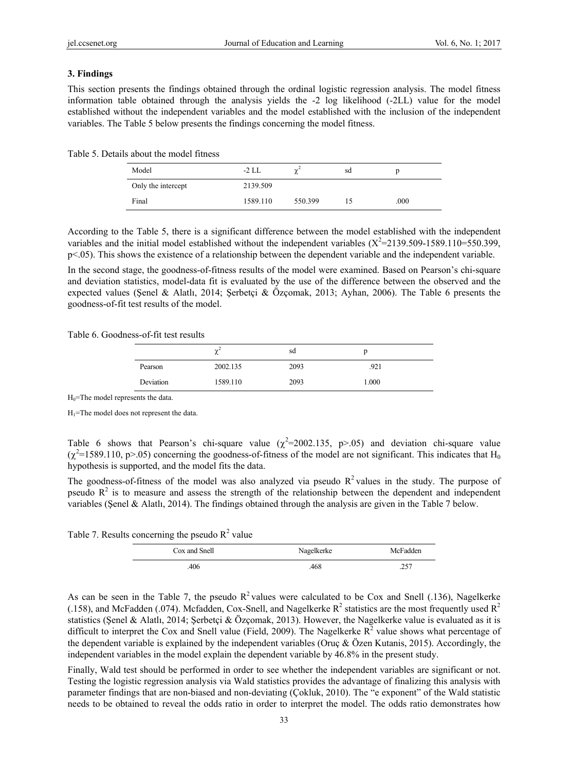### 3. Findings

This section presents the findings obtained through the ordinal logistic regression analysis. The model fitness information table obtained through the analysis yields the -2 log likelihood (-2LL) value for the model established without the independent variables and the model established with the inclusion of the independent variables. The Table 5 below presents the findings concerning the model fitness.

Table 5. Details about the model fitness

| Model | -2 LL | $\chi^2$ | sd | p |
|---|---|---|---|---|
| Only the intercept | 2139.509 | | | |
| Final | 1589.110 | 550.399 | 15 | .000 |

According to the Table 5, there is a significant difference between the model established with the independent variables and the initial model established without the independent variables ($X^2$=2139.509-1589.110=550.399, p<.05). This shows the existence of a relationship between the dependent variable and the independent variable.

In the second stage, the goodness-of-fitness results of the model were examined. Based on Pearson's chi-square and deviation statistics, model-data fit is evaluated by the use of the difference between the observed and the expected values (Şenel & Alatlı, 2014; Şerbetçi & Özçomak, 2013; Ayhan, 2006). The Table 6 presents the goodness-of-fit test results of the model.

Table 6. Goodness-of-fit test results

| | $\chi^2$ | sd | p |
|---|---|---|---|
| Pearson | 2002.135 | 2093 | .921 |
| Deviation | 1589.110 | 2093 | 1.000 |

$H_0$=The model represents the data.

$H_1$=The model does not represent the data.

Table 6 shows that Pearson's chi-square value ($\chi^2$=2002.135, p>.05) and deviation chi-square value ($\chi^2$=1589.110, p>.05) concerning the goodness-of-fitness of the model are not significant. This indicates that $H_0$ hypothesis is supported, and the model fits the data.

The goodness-of-fitness of the model was also analyzed via pseudo $R^2$ values in the study. The purpose of pseudo $R^2$ is to measure and assess the strength of the relationship between the dependent and independent variables (Şenel & Alatlı, 2014). The findings obtained through the analysis are given in the Table 7 below.

Table 7. Results concerning the pseudo $R^2$ value

| Cox and Snell | Nagelkerke | McFadden |
|---|---|---|
| .406 | .468 | .257 |

As can be seen in the Table 7, the pseudo $R^2$ values were calculated to be Cox and Snell (.136), Nagelkerke (.158), and McFadden (.074). Mcfadden, Cox-Snell, and Nagelkerke $R^2$ statistics are the most frequently used $R^2$ statistics (Şenel & Alatlı, 2014; Şerbetçi & Özçomak, 2013). However, the Nagelkerke value is evaluated as it is difficult to interpret the Cox and Snell value (Field, 2009). The Nagelkerke $R^2$ value shows what percentage of the dependent variable is explained by the independent variables (Oruç & Özen Kutanis, 2015). Accordingly, the independent variables in the model explain the dependent variable by 46.8% in the present study.

Finally, Wald test should be performed in order to see whether the independent variables are significant or not. Testing the logistic regression analysis via Wald statistics provides the advantage of finalizing this analysis with parameter findings that are non-biased and non-deviating (Çokluk, 2010). The "e exponent" of the Wald statistic needs to be obtained to reveal the odds ratio in order to interpret the model. The odds ratio demonstrates how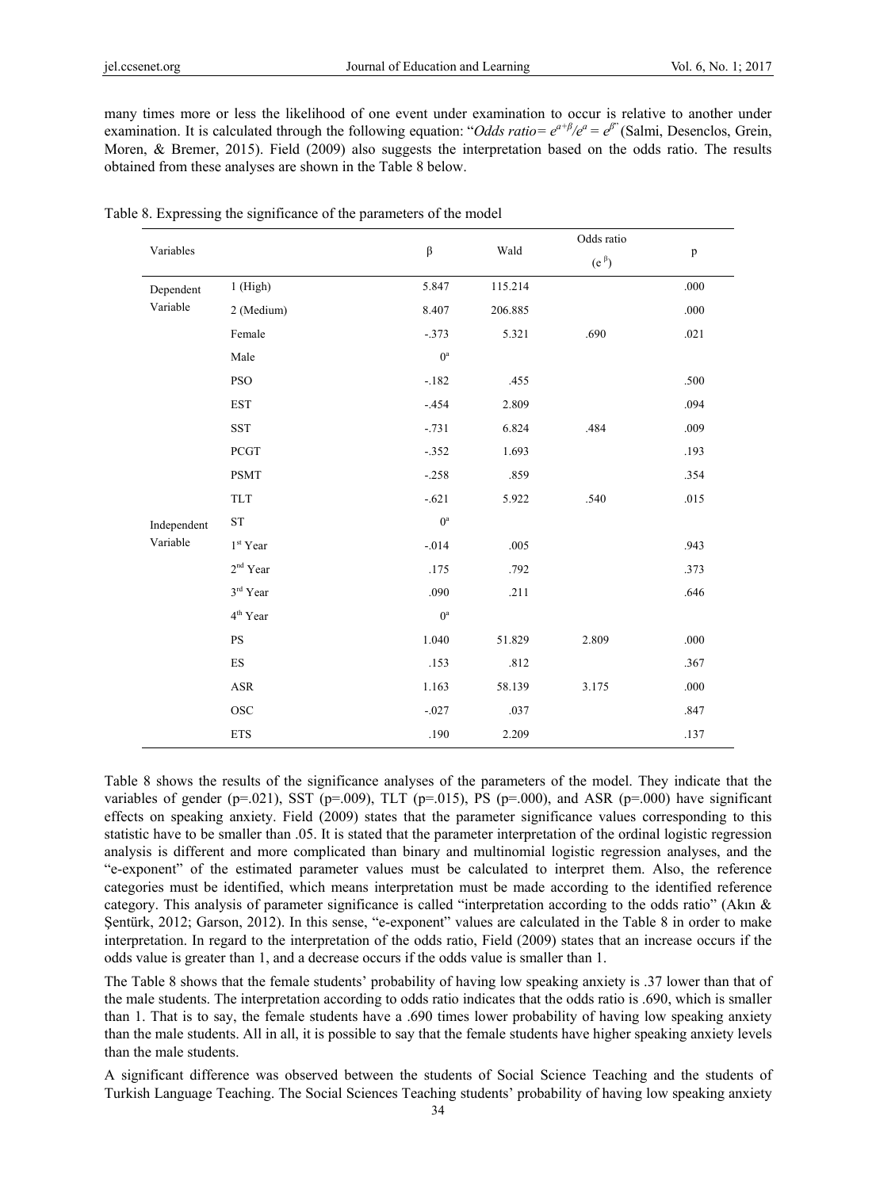many times more or less the likelihood of one event under examination to occur is relative to another under examination. It is calculated through the following equation: "*Odds ratio*= $e^{a+\beta}/e^{a} = e^{\beta}$" (Salmi, Desenclos, Grein, Moren, & Bremer, 2015). Field (2009) also suggests the interpretation based on the odds ratio. The results obtained from these analyses are shown in the Table 8 below.

Table 8. Expressing the significance of the parameters of the model

| Variables | | β | Wald | Odds ratio ($e^{\beta}$) | p |
|---|---|---|---|---|---|
| Dependent Variable | 1 (High) | 5.847 | 115.214 | | .000 |
| | 2 (Medium) | 8.407 | 206.885 | | .000 |
| Independent Variable | Female | -.373 | 5.321 | .690 | .021 |
| | Male | 0[a] | | | |
| | PSO | -.182 | .455 | | .500 |
| | EST | -.454 | 2.809 | | .094 |
| | SST | -.731 | 6.824 | .484 | .009 |
| | PCGT | -.352 | 1.693 | | .193 |
| | PSMT | -.258 | .859 | | .354 |
| | TLT | -.621 | 5.922 | .540 | .015 |
| | ST | 0[a] | | | |
| | 1[st] Year | -.014 | .005 | | .943 |
| | 2[nd] Year | .175 | .792 | | .373 |
| | 3[rd] Year | .090 | .211 | | .646 |
| | 4[th] Year | 0[a] | | | |
| | PS | 1.040 | 51.829 | 2.809 | .000 |
| | ES | .153 | .812 | | .367 |
| | ASR | 1.163 | 58.139 | 3.175 | .000 |
| | OSC | -.027 | .037 | | .847 |
| | ETS | .190 | 2.209 | | .137 |

Table 8 shows the results of the significance analyses of the parameters of the model. They indicate that the variables of gender (p=.021), SST (p=.009), TLT (p=.015), PS (p=.000), and ASR (p=.000) have significant effects on speaking anxiety. Field (2009) states that the parameter significance values corresponding to this statistic have to be smaller than .05. It is stated that the parameter interpretation of the ordinal logistic regression analysis is different and more complicated than binary and multinomial logistic regression analyses, and the "e-exponent" of the estimated parameter values must be calculated to interpret them. Also, the reference categories must be identified, which means interpretation must be made according to the identified reference category. This analysis of parameter significance is called "interpretation according to the odds ratio" (Akın & Şentürk, 2012; Garson, 2012). In this sense, "e-exponent" values are calculated in the Table 8 in order to make interpretation. In regard to the interpretation of the odds ratio, Field (2009) states that an increase occurs if the odds value is greater than 1, and a decrease occurs if the odds value is smaller than 1.

The Table 8 shows that the female students' probability of having low speaking anxiety is .37 lower than that of the male students. The interpretation according to odds ratio indicates that the odds ratio is .690, which is smaller than 1. That is to say, the female students have a .690 times lower probability of having low speaking anxiety than the male students. All in all, it is possible to say that the female students have higher speaking anxiety levels than the male students.

A significant difference was observed between the students of Social Science Teaching and the students of Turkish Language Teaching. The Social Sciences Teaching students' probability of having low speaking anxiety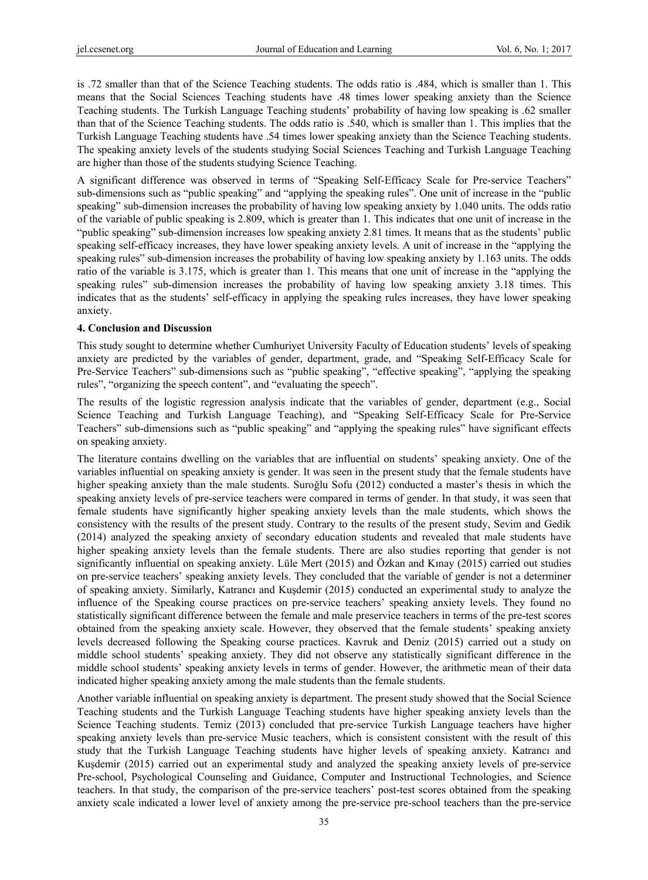is .72 smaller than that of the Science Teaching students. The odds ratio is .484, which is smaller than 1. This means that the Social Sciences Teaching students have .48 times lower speaking anxiety than the Science Teaching students. The Turkish Language Teaching students' probability of having low speaking is .62 smaller than that of the Science Teaching students. The odds ratio is .540, which is smaller than 1. This implies that the Turkish Language Teaching students have .54 times lower speaking anxiety than the Science Teaching students. The speaking anxiety levels of the students studying Social Sciences Teaching and Turkish Language Teaching are higher than those of the students studying Science Teaching.

A significant difference was observed in terms of "Speaking Self-Efficacy Scale for Pre-service Teachers" sub-dimensions such as "public speaking" and "applying the speaking rules". One unit of increase in the "public speaking" sub-dimension increases the probability of having low speaking anxiety by 1.040 units. The odds ratio of the variable of public speaking is 2.809, which is greater than 1. This indicates that one unit of increase in the "public speaking" sub-dimension increases low speaking anxiety 2.81 times. It means that as the students' public speaking self-efficacy increases, they have lower speaking anxiety levels. A unit of increase in the "applying the speaking rules" sub-dimension increases the probability of having low speaking anxiety by 1.163 units. The odds ratio of the variable is 3.175, which is greater than 1. This means that one unit of increase in the "applying the speaking rules" sub-dimension increases the probability of having low speaking anxiety 3.18 times. This indicates that as the students' self-efficacy in applying the speaking rules increases, they have lower speaking anxiety.

**4. Conclusion and Discussion**

This study sought to determine whether Cumhuriyet University Faculty of Education students' levels of speaking anxiety are predicted by the variables of gender, department, grade, and "Speaking Self-Efficacy Scale for Pre-Service Teachers" sub-dimensions such as "public speaking", "effective speaking", "applying the speaking rules", "organizing the speech content", and "evaluating the speech".

The results of the logistic regression analysis indicate that the variables of gender, department (e.g., Social Science Teaching and Turkish Language Teaching), and "Speaking Self-Efficacy Scale for Pre-Service Teachers" sub-dimensions such as "public speaking" and "applying the speaking rules" have significant effects on speaking anxiety.

The literature contains dwelling on the variables that are influential on students' speaking anxiety. One of the variables influential on speaking anxiety is gender. It was seen in the present study that the female students have higher speaking anxiety than the male students. Suroğlu Sofu (2012) conducted a master's thesis in which the speaking anxiety levels of pre-service teachers were compared in terms of gender. In that study, it was seen that female students have significantly higher speaking anxiety levels than the male students, which shows the consistency with the results of the present study. Contrary to the results of the present study, Sevim and Gedik (2014) analyzed the speaking anxiety of secondary education students and revealed that male students have higher speaking anxiety levels than the female students. There are also studies reporting that gender is not significantly influential on speaking anxiety. Lüle Mert (2015) and Özkan and Kınay (2015) carried out studies on pre-service teachers' speaking anxiety levels. They concluded that the variable of gender is not a determiner of speaking anxiety. Similarly, Katrancı and Kuşdemir (2015) conducted an experimental study to analyze the influence of the Speaking course practices on pre-service teachers' speaking anxiety levels. They found no statistically significant difference between the female and male preservice teachers in terms of the pre-test scores obtained from the speaking anxiety scale. However, they observed that the female students' speaking anxiety levels decreased following the Speaking course practices. Kavruk and Deniz (2015) carried out a study on middle school students' speaking anxiety. They did not observe any statistically significant difference in the middle school students' speaking anxiety levels in terms of gender. However, the arithmetic mean of their data indicated higher speaking anxiety among the male students than the female students.

Another variable influential on speaking anxiety is department. The present study showed that the Social Science Teaching students and the Turkish Language Teaching students have higher speaking anxiety levels than the Science Teaching students. Temiz (2013) concluded that pre-service Turkish Language teachers have higher speaking anxiety levels than pre-service Music teachers, which is consistent consistent with the result of this study that the Turkish Language Teaching students have higher levels of speaking anxiety. Katrancı and Kuşdemir (2015) carried out an experimental study and analyzed the speaking anxiety levels of pre-service Pre-school, Psychological Counseling and Guidance, Computer and Instructional Technologies, and Science teachers. In that study, the comparison of the pre-service teachers' post-test scores obtained from the speaking anxiety scale indicated a lower level of anxiety among the pre-service pre-school teachers than the pre-service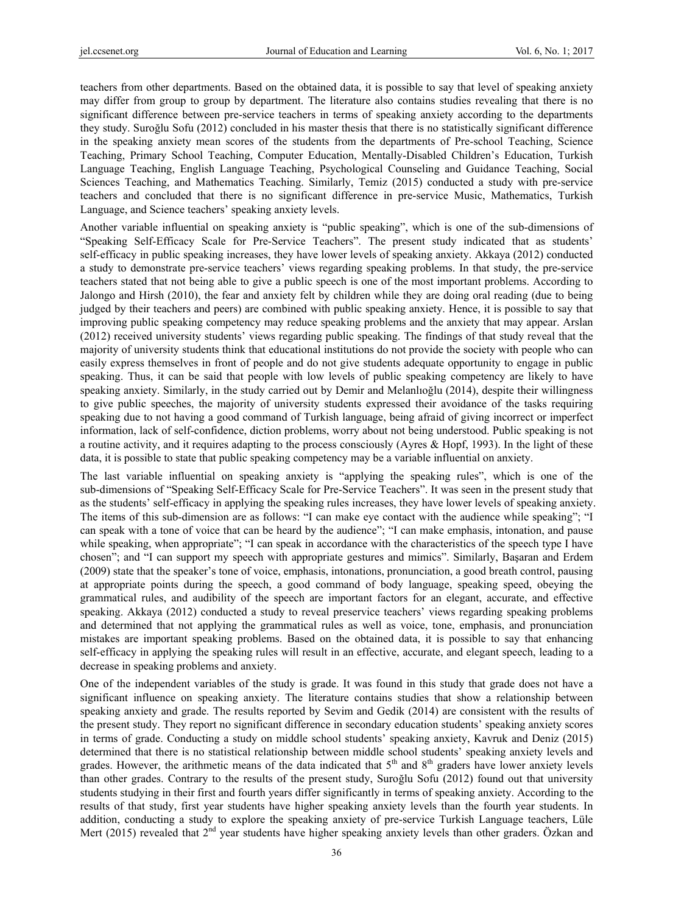teachers from other departments. Based on the obtained data, it is possible to say that level of speaking anxiety may differ from group to group by department. The literature also contains studies revealing that there is no significant difference between pre-service teachers in terms of speaking anxiety according to the departments they study. Suroğlu Sofu (2012) concluded in his master thesis that there is no statistically significant difference in the speaking anxiety mean scores of the students from the departments of Pre-school Teaching, Science Teaching, Primary School Teaching, Computer Education, Mentally-Disabled Children's Education, Turkish Language Teaching, English Language Teaching, Psychological Counseling and Guidance Teaching, Social Sciences Teaching, and Mathematics Teaching. Similarly, Temiz (2015) conducted a study with pre-service teachers and concluded that there is no significant difference in pre-service Music, Mathematics, Turkish Language, and Science teachers' speaking anxiety levels.

Another variable influential on speaking anxiety is "public speaking", which is one of the sub-dimensions of "Speaking Self-Efficacy Scale for Pre-Service Teachers". The present study indicated that as students' self-efficacy in public speaking increases, they have lower levels of speaking anxiety. Akkaya (2012) conducted a study to demonstrate pre-service teachers' views regarding speaking problems. In that study, the pre-service teachers stated that not being able to give a public speech is one of the most important problems. According to Jalongo and Hirsh (2010), the fear and anxiety felt by children while they are doing oral reading (due to being judged by their teachers and peers) are combined with public speaking anxiety. Hence, it is possible to say that improving public speaking competency may reduce speaking problems and the anxiety that may appear. Arslan (2012) received university students' views regarding public speaking. The findings of that study reveal that the majority of university students think that educational institutions do not provide the society with people who can easily express themselves in front of people and do not give students adequate opportunity to engage in public speaking. Thus, it can be said that people with low levels of public speaking competency are likely to have speaking anxiety. Similarly, in the study carried out by Demir and Melanlıoğlu (2014), despite their willingness to give public speeches, the majority of university students expressed their avoidance of the tasks requiring speaking due to not having a good command of Turkish language, being afraid of giving incorrect or imperfect information, lack of self-confidence, diction problems, worry about not being understood. Public speaking is not a routine activity, and it requires adapting to the process consciously (Ayres & Hopf, 1993). In the light of these data, it is possible to state that public speaking competency may be a variable influential on anxiety.

The last variable influential on speaking anxiety is "applying the speaking rules", which is one of the sub-dimensions of "Speaking Self-Efficacy Scale for Pre-Service Teachers". It was seen in the present study that as the students' self-efficacy in applying the speaking rules increases, they have lower levels of speaking anxiety. The items of this sub-dimension are as follows: "I can make eye contact with the audience while speaking"; "I can speak with a tone of voice that can be heard by the audience"; "I can make emphasis, intonation, and pause while speaking, when appropriate"; "I can speak in accordance with the characteristics of the speech type I have chosen"; and "I can support my speech with appropriate gestures and mimics". Similarly, Başaran and Erdem (2009) state that the speaker's tone of voice, emphasis, intonations, pronunciation, a good breath control, pausing at appropriate points during the speech, a good command of body language, speaking speed, obeying the grammatical rules, and audibility of the speech are important factors for an elegant, accurate, and effective speaking. Akkaya (2012) conducted a study to reveal preservice teachers' views regarding speaking problems and determined that not applying the grammatical rules as well as voice, tone, emphasis, and pronunciation mistakes are important speaking problems. Based on the obtained data, it is possible to say that enhancing self-efficacy in applying the speaking rules will result in an effective, accurate, and elegant speech, leading to a decrease in speaking problems and anxiety.

One of the independent variables of the study is grade. It was found in this study that grade does not have a significant influence on speaking anxiety. The literature contains studies that show a relationship between speaking anxiety and grade. The results reported by Sevim and Gedik (2014) are consistent with the results of the present study. They report no significant difference in secondary education students' speaking anxiety scores in terms of grade. Conducting a study on middle school students' speaking anxiety, Kavruk and Deniz (2015) determined that there is no statistical relationship between middle school students' speaking anxiety levels and grades. However, the arithmetic means of the data indicated that 5th and 8th graders have lower anxiety levels than other grades. Contrary to the results of the present study, Suroğlu Sofu (2012) found out that university students studying in their first and fourth years differ significantly in terms of speaking anxiety. According to the results of that study, first year students have higher speaking anxiety levels than the fourth year students. In addition, conducting a study to explore the speaking anxiety of pre-service Turkish Language teachers, Lüle Mert (2015) revealed that 2nd year students have higher speaking anxiety levels than other graders. Özkan and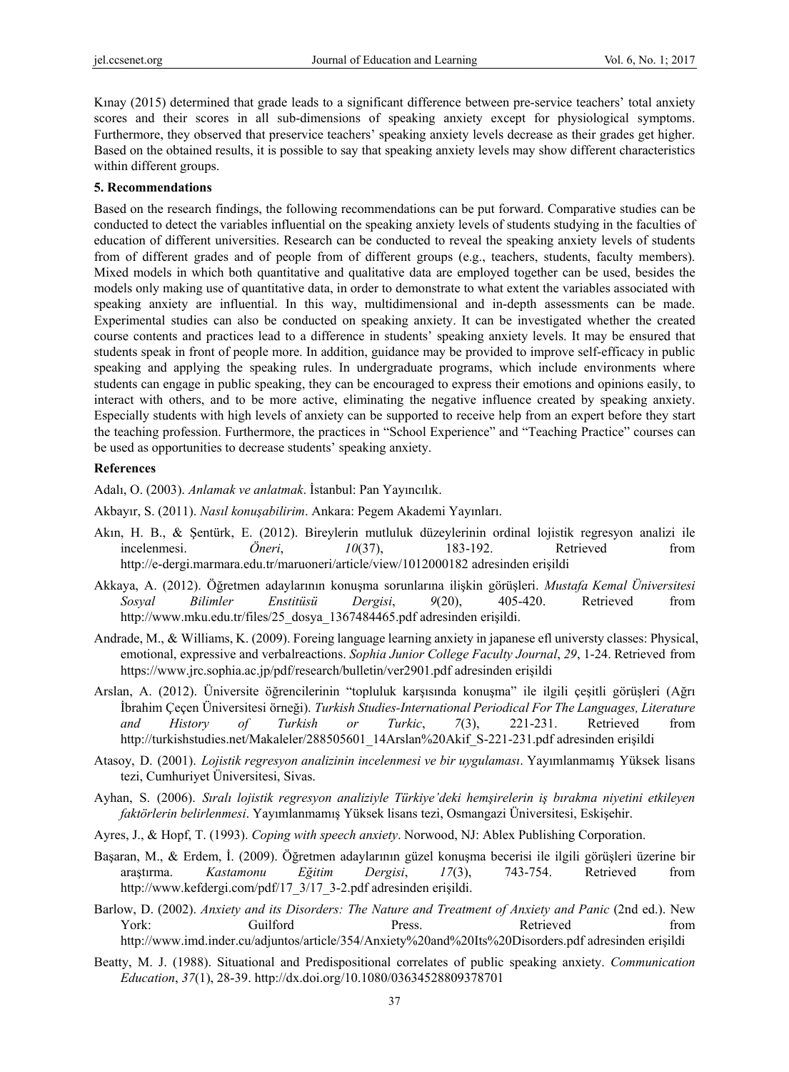Kınay (2015) determined that grade leads to a significant difference between pre-service teachers' total anxiety scores and their scores in all sub-dimensions of speaking anxiety except for physiological symptoms. Furthermore, they observed that preservice teachers' speaking anxiety levels decrease as their grades get higher. Based on the obtained results, it is possible to say that speaking anxiety levels may show different characteristics within different groups.

## 5. Recommendations

Based on the research findings, the following recommendations can be put forward. Comparative studies can be conducted to detect the variables influential on the speaking anxiety levels of students studying in the faculties of education of different universities. Research can be conducted to reveal the speaking anxiety levels of students from of different grades and of people from of different groups (e.g., teachers, students, faculty members). Mixed models in which both quantitative and qualitative data are employed together can be used, besides the models only making use of quantitative data, in order to demonstrate to what extent the variables associated with speaking anxiety are influential. In this way, multidimensional and in-depth assessments can be made. Experimental studies can also be conducted on speaking anxiety. It can be investigated whether the created course contents and practices lead to a difference in students' speaking anxiety levels. It may be ensured that students speak in front of people more. In addition, guidance may be provided to improve self-efficacy in public speaking and applying the speaking rules. In undergraduate programs, which include environments where students can engage in public speaking, they can be encouraged to express their emotions and opinions easily, to interact with others, and to be more active, eliminating the negative influence created by speaking anxiety. Especially students with high levels of anxiety can be supported to receive help from an expert before they start the teaching profession. Furthermore, the practices in "School Experience" and "Teaching Practice" courses can be used as opportunities to decrease students' speaking anxiety.

## References

Adalı, O. (2003). *Anlamak ve anlatmak*. İstanbul: Pan Yayıncılık.

Akbayır, S. (2011). *Nasıl konuşabilirim*. Ankara: Pegem Akademi Yayınları.

Akın, H. B., & Şentürk, E. (2012). Bireylerin mutluluk düzeylerinin ordinal lojistik regresyon analizi ile incelenmesi. *Öneri*, *10*(37), 183-192. Retrieved from http://e-dergi.marmara.edu.tr/maruoneri/article/view/1012000182 adresinden erişildi

Akkaya, A. (2012). Öğretmen adaylarının konuşma sorunlarına ilişkin görüşleri. *Mustafa Kemal Üniversitesi Sosyal Bilimler Enstitüsü Dergisi*, *9*(20), 405-420. Retrieved from http://www.mku.edu.tr/files/25_dosya_1367484465.pdf adresinden erişildi.

Andrade, M., & Williams, K. (2009). Foreing language learning anxiety in japanese efl universty classes: Physical, emotional, expressive and verbalreactions. *Sophia Junior College Faculty Journal*, *29*, 1-24. Retrieved from https://www.jrc.sophia.ac.jp/pdf/research/bulletin/ver2901.pdf adresinden erişildi

Arslan, A. (2012). Üniversite öğrencilerinin "topluluk karşısında konuşma" ile ilgili çeşitli görüşleri (Ağrı İbrahim Çeçen Üniversitesi örneği). *Turkish Studies-International Periodical For The Languages, Literature and History of Turkish or Turkic*, *7*(3), 221-231. Retrieved from http://turkishstudies.net/Makaleler/288505601_14Arslan%20Akif_S-221-231.pdf adresinden erişildi

Atasoy, D. (2001). *Lojistik regresyon analizinin incelenmesi ve bir uygulaması*. Yayımlanmamış Yüksek lisans tezi, Cumhuriyet Üniversitesi, Sivas.

Ayhan, S. (2006). *Sıralı lojistik regresyon analiziyle Türkiye'deki hemşirelerin iş bırakma niyetini etkileyen faktörlerin belirlenmesi*. Yayımlanmamış Yüksek lisans tezi, Osmangazi Üniversitesi, Eskişehir.

Ayres, J., & Hopf, T. (1993). *Coping with speech anxiety*. Norwood, NJ: Ablex Publishing Corporation.

Başaran, M., & Erdem, İ. (2009). Öğretmen adaylarının güzel konuşma becerisi ile ilgili görüşleri üzerine bir araştırma. *Kastamonu Eğitim Dergisi*, *17*(3), 743-754. Retrieved from http://www.kefdergi.com/pdf/17_3/17_3-2.pdf adresinden erişildi.

Barlow, D. (2002). *Anxiety and its Disorders: The Nature and Treatment of Anxiety and Panic* (2nd ed.). New York: Guilford Press. Retrieved from http://www.imd.inder.cu/adjuntos/article/354/Anxiety%20and%20Its%20Disorders.pdf adresinden erişildi

Beatty, M. J. (1988). Situational and Predispositional correlates of public speaking anxiety. *Communication Education*, *37*(1), 28-39. http://dx.doi.org/10.1080/03634528809378701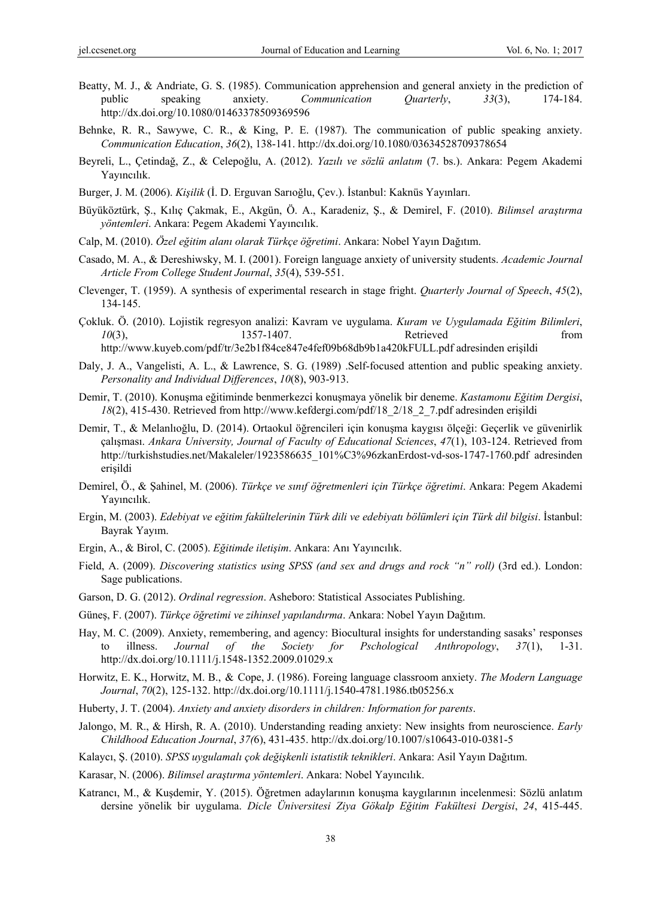Beatty, M. J., & Andriate, G. S. (1985). Communication apprehension and general anxiety in the prediction of public speaking anxiety. *Communication Quarterly*, *33*(3), 174-184. http://dx.doi.org/10.1080/01463378509369596

Behnke, R. R., Sawywe, C. R., & King, P. E. (1987). The communication of public speaking anxiety. *Communication Education*, *36*(2), 138-141. http://dx.doi.org/10.1080/03634528709378654

Beyreli, L., Çetindağ, Z., & Celepoğlu, A. (2012). *Yazılı ve sözlü anlatım* (7. bs.). Ankara: Pegem Akademi Yayıncılık.

Burger, J. M. (2006). *Kişilik* (İ. D. Erguvan Sarıoğlu, Çev.). İstanbul: Kaknüs Yayınları.

Büyüköztürk, Ş., Kılıç Çakmak, E., Akgün, Ö. A., Karadeniz, Ş., & Demirel, F. (2010). *Bilimsel araştırma yöntemleri*. Ankara: Pegem Akademi Yayıncılık.

Calp, M. (2010). *Özel eğitim alanı olarak Türkçe öğretimi*. Ankara: Nobel Yayın Dağıtım.

Casado, M. A., & Dereshiwsky, M. I. (2001). Foreign language anxiety of university students. *Academic Journal Article From College Student Journal*, *35*(4), 539-551.

Clevenger, T. (1959). A synthesis of experimental research in stage fright. *Quarterly Journal of Speech*, *45*(2), 134-145.

Çokluk. Ö. (2010). Lojistik regresyon analizi: Kavram ve uygulama. *Kuram ve Uygulamada Eğitim Bilimleri*, *10*(3), 1357-1407. Retrieved from http://www.kuyeb.com/pdf/tr/3e2b1f84ce847e4fef09b68db9b1a420kFULL.pdf adresinden erişildi

Daly, J. A., Vangelisti, A. L., & Lawrence, S. G. (1989) .Self-focused attention and public speaking anxiety. *Personality and Individual Differences*, *10*(8), 903-913.

Demir, T. (2010). Konuşma eğitiminde benmerkezci konuşmaya yönelik bir deneme. *Kastamonu Eğitim Dergisi*, *18*(2), 415-430. Retrieved from http://www.kefdergi.com/pdf/18_2/18_2_7.pdf adresinden erişildi

Demir, T., & Melanlıoğlu, D. (2014). Ortaokul öğrencileri için konuşma kaygısı ölçeği: Geçerlik ve güvenirlik çalışması. *Ankara University, Journal of Faculty of Educational Sciences*, *47*(1), 103-124. Retrieved from http://turkishstudies.net/Makaleler/1923586635_101%C3%96zkanErdost-vd-sos-1747-1760.pdf adresinden erişildi

Demirel, Ö., & Şahinel, M. (2006). *Türkçe ve sınıf öğretmenleri için Türkçe öğretimi*. Ankara: Pegem Akademi Yayıncılık.

Ergin, M. (2003). *Edebiyat ve eğitim fakültelerinin Türk dili ve edebiyatı bölümleri için Türk dil bilgisi*. İstanbul: Bayrak Yayım.

Ergin, A., & Birol, C. (2005). *Eğitimde iletişim*. Ankara: Anı Yayıncılık.

Field, A. (2009). *Discovering statistics using SPSS (and sex and drugs and rock "n" roll)* (3rd ed.). London: Sage publications.

Garson, D. G. (2012). *Ordinal regression*. Asheboro: Statistical Associates Publishing.

Güneş, F. (2007). *Türkçe öğretimi ve zihinsel yapılandırma*. Ankara: Nobel Yayın Dağıtım.

Hay, M. C. (2009). Anxiety, remembering, and agency: Biocultural insights for understanding sasaks' responses to illness. *Journal of the Society for Pschological Anthropology*, *37*(1), 1-31. http://dx.doi.org/10.1111/j.1548-1352.2009.01029.x

Horwitz, E. K., Horwitz, M. B., & Cope, J. (1986). Foreing language classroom anxiety. *The Modern Language Journal*, *70*(2), 125-132. http://dx.doi.org/10.1111/j.1540-4781.1986.tb05256.x

Huberty, J. T. (2004). *Anxiety and anxiety disorders in children: Information for parents*.

Jalongo, M. R., & Hirsh, R. A. (2010). Understanding reading anxiety: New insights from neuroscience. *Early Childhood Education Journal*, *37(*6), 431-435. http://dx.doi.org/10.1007/s10643-010-0381-5

Kalaycı, Ş. (2010). *SPSS uygulamalı çok değişkenli istatistik teknikleri*. Ankara: Asil Yayın Dağıtım.

Karasar, N. (2006). *Bilimsel araştırma yöntemleri*. Ankara: Nobel Yayıncılık.

Katrancı, M., & Kuşdemir, Y. (2015). Öğretmen adaylarının konuşma kaygılarının incelenmesi: Sözlü anlatım dersine yönelik bir uygulama. *Dicle Üniversitesi Ziya Gökalp Eğitim Fakültesi Dergisi*, *24*, 415-445.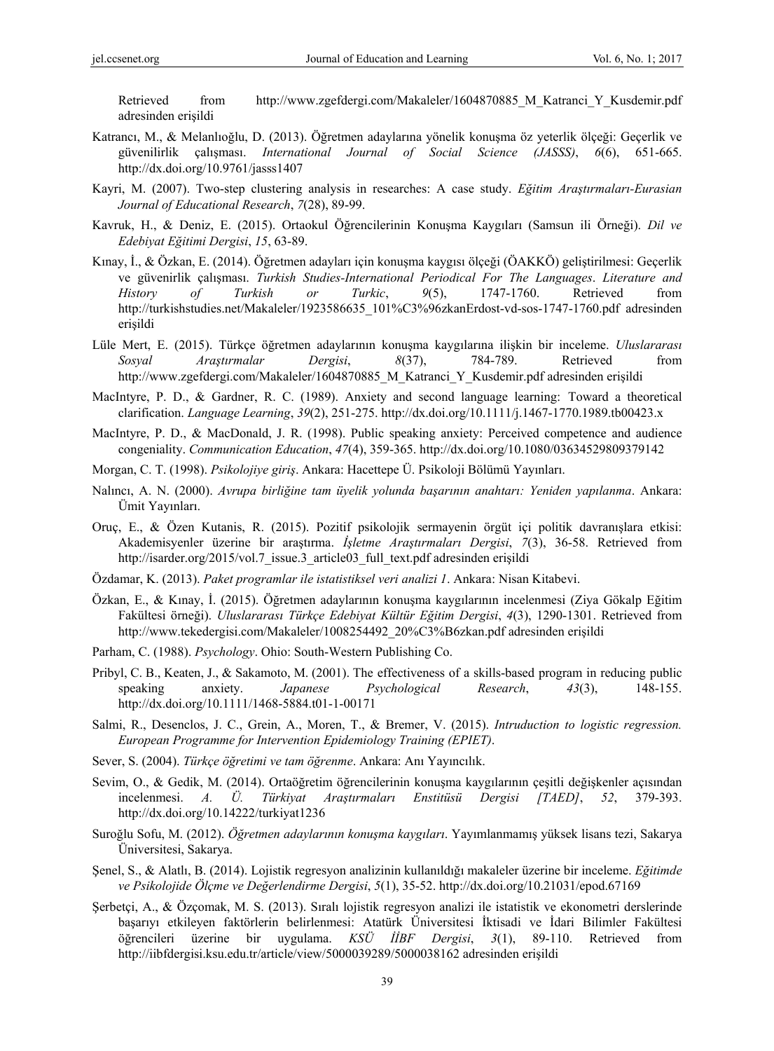Retrieved from http://www.zgefdergi.com/Makaleler/1604870885_M_Katranci_Y_Kusdemir.pdf adresinden erişildi

Katrancı, M., & Melanlıoğlu, D. (2013). Öğretmen adaylarına yönelik konuşma öz yeterlik ölçeği: Geçerlik ve güvenilirlik çalışması. *International Journal of Social Science (JASSS)*, *6*(6), 651-665. http://dx.doi.org/10.9761/jasss1407

Kayri, M. (2007). Two-step clustering analysis in researches: A case study. *Eğitim Araştırmaları-Eurasian Journal of Educational Research*, *7*(28), 89-99.

Kavruk, H., & Deniz, E. (2015). Ortaokul Öğrencilerinin Konuşma Kaygıları (Samsun ili Örneği). *Dil ve Edebiyat Eğitimi Dergisi*, *15*, 63-89.

Kınay, İ., & Özkan, E. (2014). Öğretmen adayları için konuşma kaygısı ölçeği (ÖAKKÖ) geliştirilmesi: Geçerlik ve güvenirlik çalışması. *Turkish Studies-International Periodical For The Languages*. *Literature and History of Turkish or Turkic*, *9*(5), 1747-1760. Retrieved from http://turkishstudies.net/Makaleler/1923586635_101%C3%96zkanErdost-vd-sos-1747-1760.pdf adresinden erişildi

Lüle Mert, E. (2015). Türkçe öğretmen adaylarının konuşma kaygılarına ilişkin bir inceleme. *Uluslararası Sosyal Araştırmalar Dergisi*, *8*(37), 784-789. Retrieved from http://www.zgefdergi.com/Makaleler/1604870885_M_Katranci_Y_Kusdemir.pdf adresinden erişildi

MacIntyre, P. D., & Gardner, R. C. (1989). Anxiety and second language learning: Toward a theoretical clarification. *Language Learning*, *39*(2), 251-275. http://dx.doi.org/10.1111/j.1467-1770.1989.tb00423.x

MacIntyre, P. D., & MacDonald, J. R. (1998). Public speaking anxiety: Perceived competence and audience congeniality. *Communication Education*, *47*(4), 359-365. http://dx.doi.org/10.1080/03634529809379142

Morgan, C. T. (1998). *Psikolojiye giriş*. Ankara: Hacettepe Ü. Psikoloji Bölümü Yayınları.

Nalıncı, A. N. (2000). *Avrupa birliğine tam üyelik yolunda başarının anahtarı: Yeniden yapılanma*. Ankara: Ümit Yayınları.

Oruç, E., & Özen Kutanis, R. (2015). Pozitif psikolojik sermayenin örgüt içi politik davranışlara etkisi: Akademisyenler üzerine bir araştırma. *İşletme Araştırmaları Dergisi*, *7*(3), 36-58. Retrieved from http://isarder.org/2015/vol.7_issue.3_article03_full_text.pdf adresinden erişildi

Özdamar, K. (2013). *Paket programlar ile istatistiksel veri analizi 1*. Ankara: Nisan Kitabevi.

Özkan, E., & Kınay, İ. (2015). Öğretmen adaylarının konuşma kaygılarının incelenmesi (Ziya Gökalp Eğitim Fakültesi örneği). *Uluslararası Türkçe Edebiyat Kültür Eğitim Dergisi*, *4*(3), 1290-1301. Retrieved from http://www.tekedergisi.com/Makaleler/1008254492_20%C3%B6zkan.pdf adresinden erişildi

Parham, C. (1988). *Psychology*. Ohio: South-Western Publishing Co.

Pribyl, C. B., Keaten, J., & Sakamoto, M. (2001). The effectiveness of a skills-based program in reducing public speaking anxiety. *Japanese Psychological Research*, *43*(3), 148-155. http://dx.doi.org/10.1111/1468-5884.t01-1-00171

Salmi, R., Desenclos, J. C., Grein, A., Moren, T., & Bremer, V. (2015). *Intruduction to logistic regression. European Programme for Intervention Epidemiology Training (EPIET)*.

Sever, S. (2004). *Türkçe öğretimi ve tam öğrenme*. Ankara: Anı Yayıncılık.

Sevim, O., & Gedik, M. (2014). Ortaöğretim öğrencilerinin konuşma kaygılarının çeşitli değişkenler açısından incelenmesi. *A. Ü. Türkiyat Araştırmaları Enstitüsü Dergisi [TAED]*, *52*, 379-393. http://dx.doi.org/10.14222/turkiyat1236

Suroğlu Sofu, M. (2012). *Öğretmen adaylarının konuşma kaygıları*. Yayımlanmamış yüksek lisans tezi, Sakarya Üniversitesi, Sakarya.

Şenel, S., & Alatlı, B. (2014). Lojistik regresyon analizinin kullanıldığı makaleler üzerine bir inceleme. *Eğitimde ve Psikolojide Ölçme ve Değerlendirme Dergisi*, *5*(1), 35-52. http://dx.doi.org/10.21031/epod.67169

Şerbetçi, A., & Özçomak, M. S. (2013). Sıralı lojistik regresyon analizi ile istatistik ve ekonometri derslerinde başarıyı etkileyen faktörlerin belirlenmesi: Atatürk Üniversitesi İktisadi ve İdari Bilimler Fakültesi öğrencileri üzerine bir uygulama. *KSÜ İİBF Dergisi*, *3*(1), 89-110. Retrieved from http://iibfdergisi.ksu.edu.tr/article/view/5000039289/5000038162 adresinden erişildi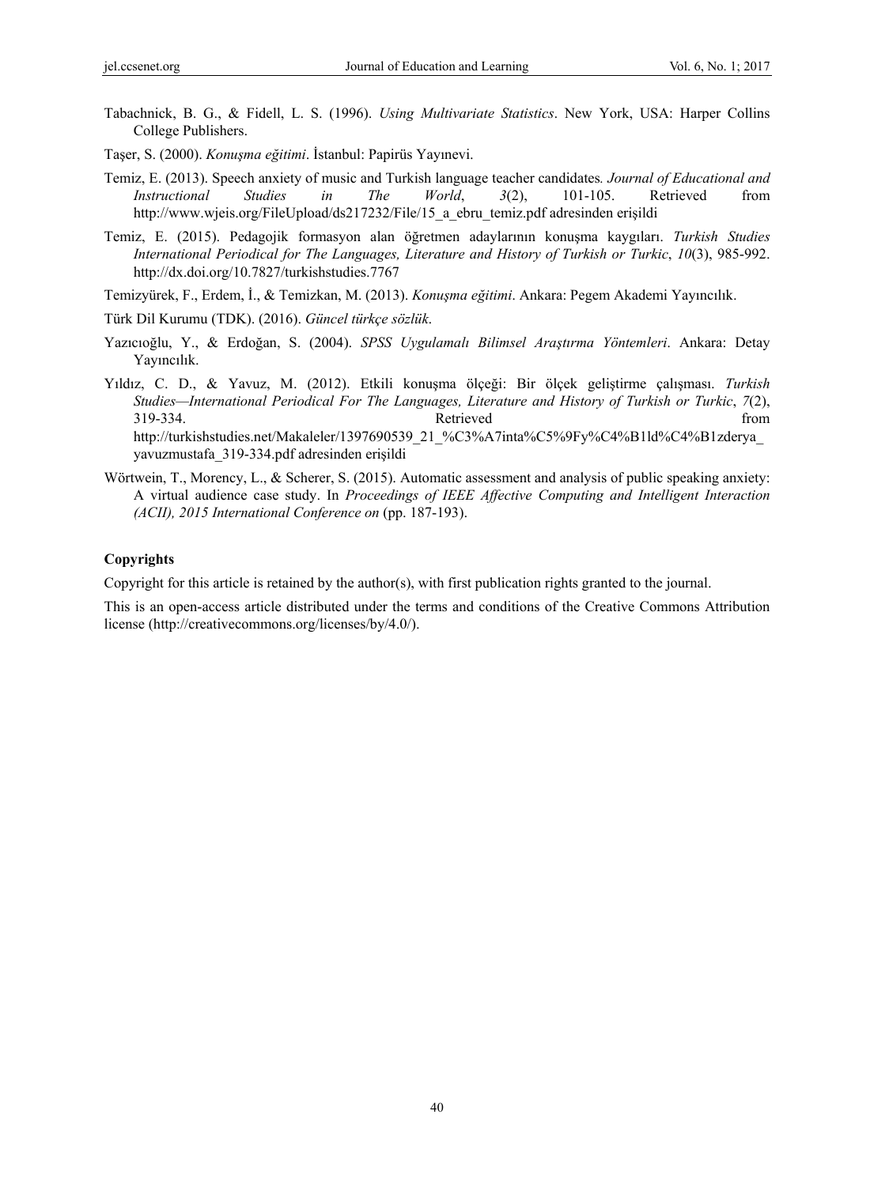Tabachnick, B. G., & Fidell, L. S. (1996). *Using Multivariate Statistics*. New York, USA: Harper Collins College Publishers.

Taşer, S. (2000). *Konuşma eğitimi*. İstanbul: Papirüs Yayınevi.

Temiz, E. (2013). Speech anxiety of music and Turkish language teacher candidates*. Journal of Educational and Instructional Studies in The World*, *3*(2), 101-105. Retrieved from http://www.wjeis.org/FileUpload/ds217232/File/15_a_ebru_temiz.pdf adresinden erişildi

Temiz, E. (2015). Pedagojik formasyon alan öğretmen adaylarının konuşma kaygıları. *Turkish Studies International Periodical for The Languages, Literature and History of Turkish or Turkic*, *10*(3), 985-992. http://dx.doi.org/10.7827/turkishstudies.7767

Temizyürek, F., Erdem, İ., & Temizkan, M. (2013). *Konuşma eğitimi*. Ankara: Pegem Akademi Yayıncılık.

Türk Dil Kurumu (TDK). (2016). *Güncel türkçe sözlük*.

Yazıcıoğlu, Y., & Erdoğan, S. (2004). *SPSS Uygulamalı Bilimsel Araştırma Yöntemleri*. Ankara: Detay Yayıncılık.

Yıldız, C. D., & Yavuz, M. (2012). Etkili konuşma ölçeği: Bir ölçek geliştirme çalışması. *Turkish Studies—International Periodical For The Languages, Literature and History of Turkish or Turkic*, *7*(2), 319-334. Retrieved from http://turkishstudies.net/Makaleler/1397690539_21_%C3%A7inta%C5%9Fy%C4%B1ld%C4%B1zderya_yavuzmustafa_319-334.pdf adresinden erişildi

Wörtwein, T., Morency, L., & Scherer, S. (2015). Automatic assessment and analysis of public speaking anxiety: A virtual audience case study. In *Proceedings of IEEE Affective Computing and Intelligent Interaction (ACII), 2015 International Conference on* (pp. 187-193).

## Copyrights

Copyright for this article is retained by the author(s), with first publication rights granted to the journal.

This is an open-access article distributed under the terms and conditions of the Creative Commons Attribution license (http://creativecommons.org/licenses/by/4.0/).